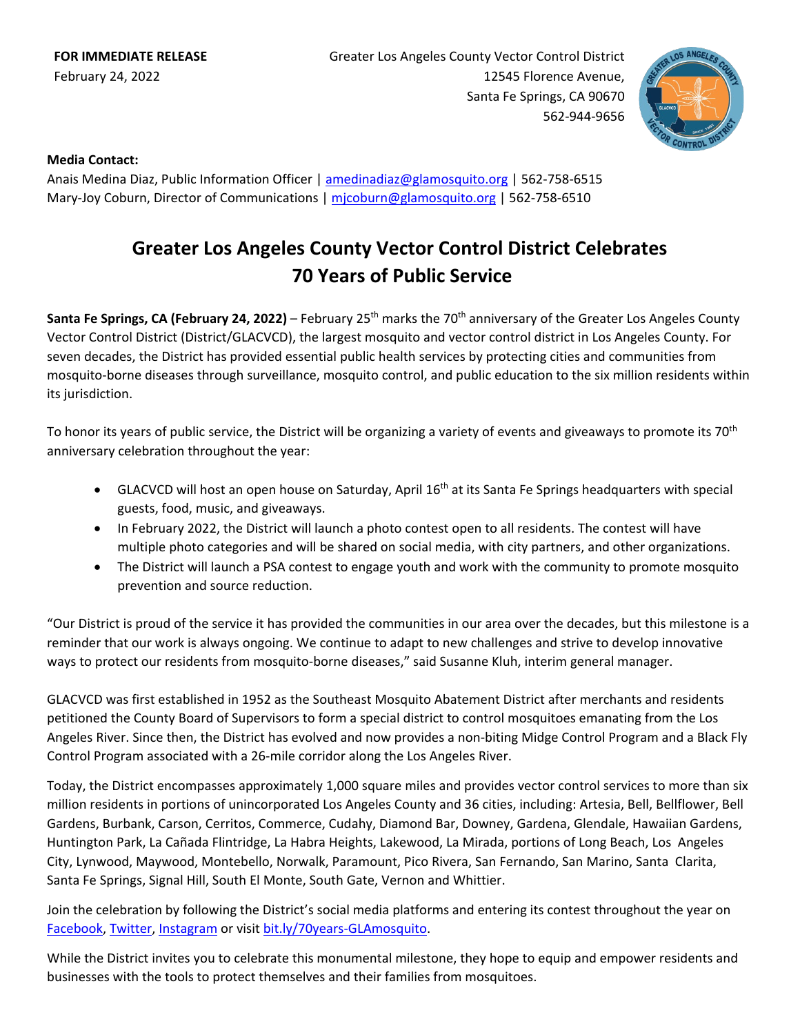**FOR IMMEDIATE RELEASE**
February 24, 2022

Greater Los Angeles County Vector Control District
12545 Florence Avenue,
Santa Fe Springs, CA 90670
562-944-9656

**Media Contact:**
Anais Medina Diaz, Public Information Officer | amedinadiaz@glamosquito.org | 562-758-6515
Mary-Joy Coburn, Director of Communications | mjcoburn@glamosquito.org | 562-758-6510

# Greater Los Angeles County Vector Control District Celebrates 70 Years of Public Service

**Santa Fe Springs, CA (February 24, 2022)** – February 25th marks the 70th anniversary of the Greater Los Angeles County Vector Control District (District/GLACVCD), the largest mosquito and vector control district in Los Angeles County. For seven decades, the District has provided essential public health services by protecting cities and communities from mosquito-borne diseases through surveillance, mosquito control, and public education to the six million residents within its jurisdiction.

To honor its years of public service, the District will be organizing a variety of events and giveaways to promote its 70th anniversary celebration throughout the year:

- GLACVCD will host an open house on Saturday, April 16th at its Santa Fe Springs headquarters with special guests, food, music, and giveaways.
- In February 2022, the District will launch a photo contest open to all residents. The contest will have multiple photo categories and will be shared on social media, with city partners, and other organizations.
- The District will launch a PSA contest to engage youth and work with the community to promote mosquito prevention and source reduction.

"Our District is proud of the service it has provided the communities in our area over the decades, but this milestone is a reminder that our work is always ongoing. We continue to adapt to new challenges and strive to develop innovative ways to protect our residents from mosquito-borne diseases," said Susanne Kluh, interim general manager.

GLACVCD was first established in 1952 as the Southeast Mosquito Abatement District after merchants and residents petitioned the County Board of Supervisors to form a special district to control mosquitoes emanating from the Los Angeles River. Since then, the District has evolved and now provides a non-biting Midge Control Program and a Black Fly Control Program associated with a 26-mile corridor along the Los Angeles River.

Today, the District encompasses approximately 1,000 square miles and provides vector control services to more than six million residents in portions of unincorporated Los Angeles County and 36 cities, including: Artesia, Bell, Bellflower, Bell Gardens, Burbank, Carson, Cerritos, Commerce, Cudahy, Diamond Bar, Downey, Gardena, Glendale, Hawaiian Gardens, Huntington Park, La Cañada Flintridge, La Habra Heights, Lakewood, La Mirada, portions of Long Beach, Los Angeles City, Lynwood, Maywood, Montebello, Norwalk, Paramount, Pico Rivera, San Fernando, San Marino, Santa Clarita, Santa Fe Springs, Signal Hill, South El Monte, South Gate, Vernon and Whittier.

Join the celebration by following the District's social media platforms and entering its contest throughout the year on Facebook, Twitter, Instagram or visit bit.ly/70years-GLAmosquito.

While the District invites you to celebrate this monumental milestone, they hope to equip and empower residents and businesses with the tools to protect themselves and their families from mosquitoes.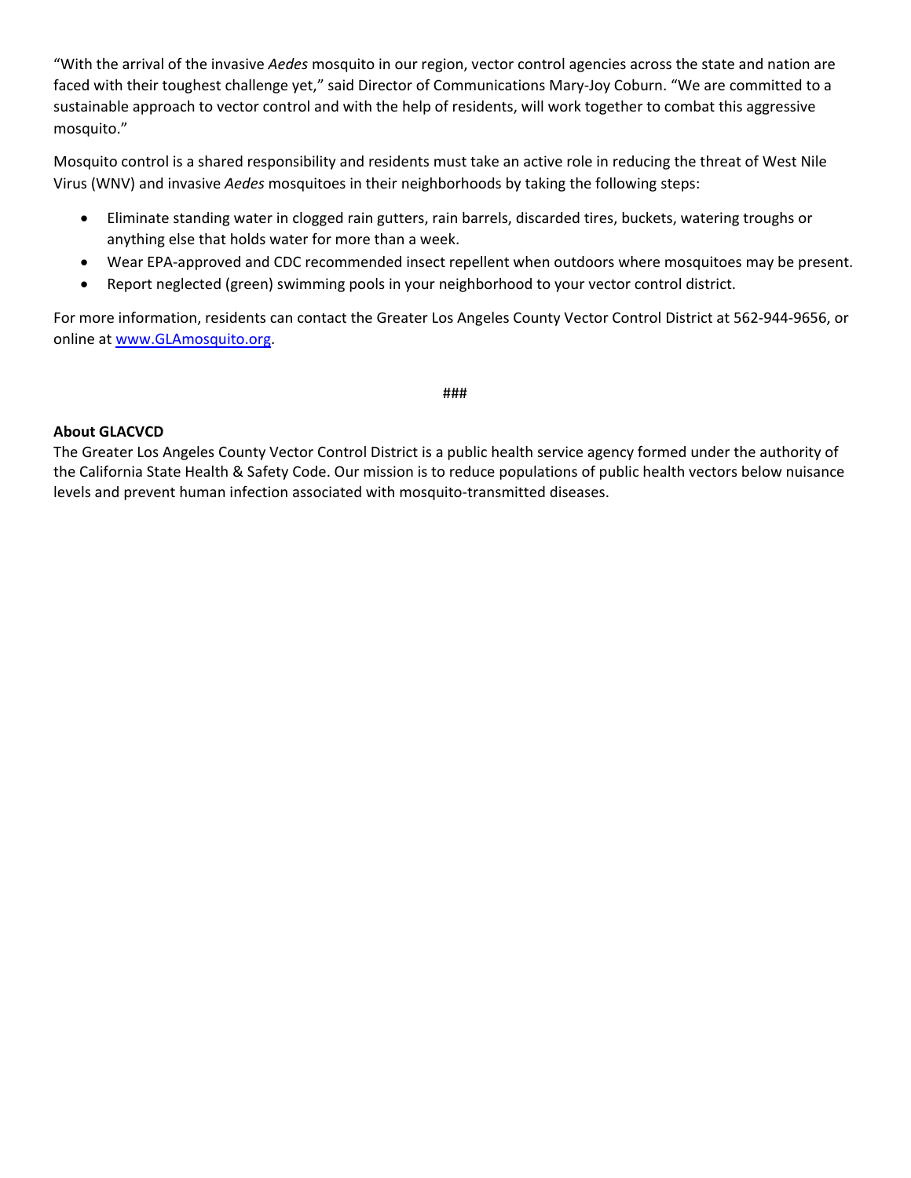"With the arrival of the invasive *Aedes* mosquito in our region, vector control agencies across the state and nation are faced with their toughest challenge yet," said Director of Communications Mary-Joy Coburn. "We are committed to a sustainable approach to vector control and with the help of residents, will work together to combat this aggressive mosquito."

Mosquito control is a shared responsibility and residents must take an active role in reducing the threat of West Nile Virus (WNV) and invasive *Aedes* mosquitoes in their neighborhoods by taking the following steps:

- Eliminate standing water in clogged rain gutters, rain barrels, discarded tires, buckets, watering troughs or anything else that holds water for more than a week.
- Wear EPA-approved and CDC recommended insect repellent when outdoors where mosquitoes may be present.
- Report neglected (green) swimming pools in your neighborhood to your vector control district.

For more information, residents can contact the Greater Los Angeles County Vector Control District at 562-944-9656, or online at [www.GLAmosquito.org](http://www.GLAmosquito.org).

###

**About GLACVCD**

The Greater Los Angeles County Vector Control District is a public health service agency formed under the authority of the California State Health & Safety Code. Our mission is to reduce populations of public health vectors below nuisance levels and prevent human infection associated with mosquito-transmitted diseases.